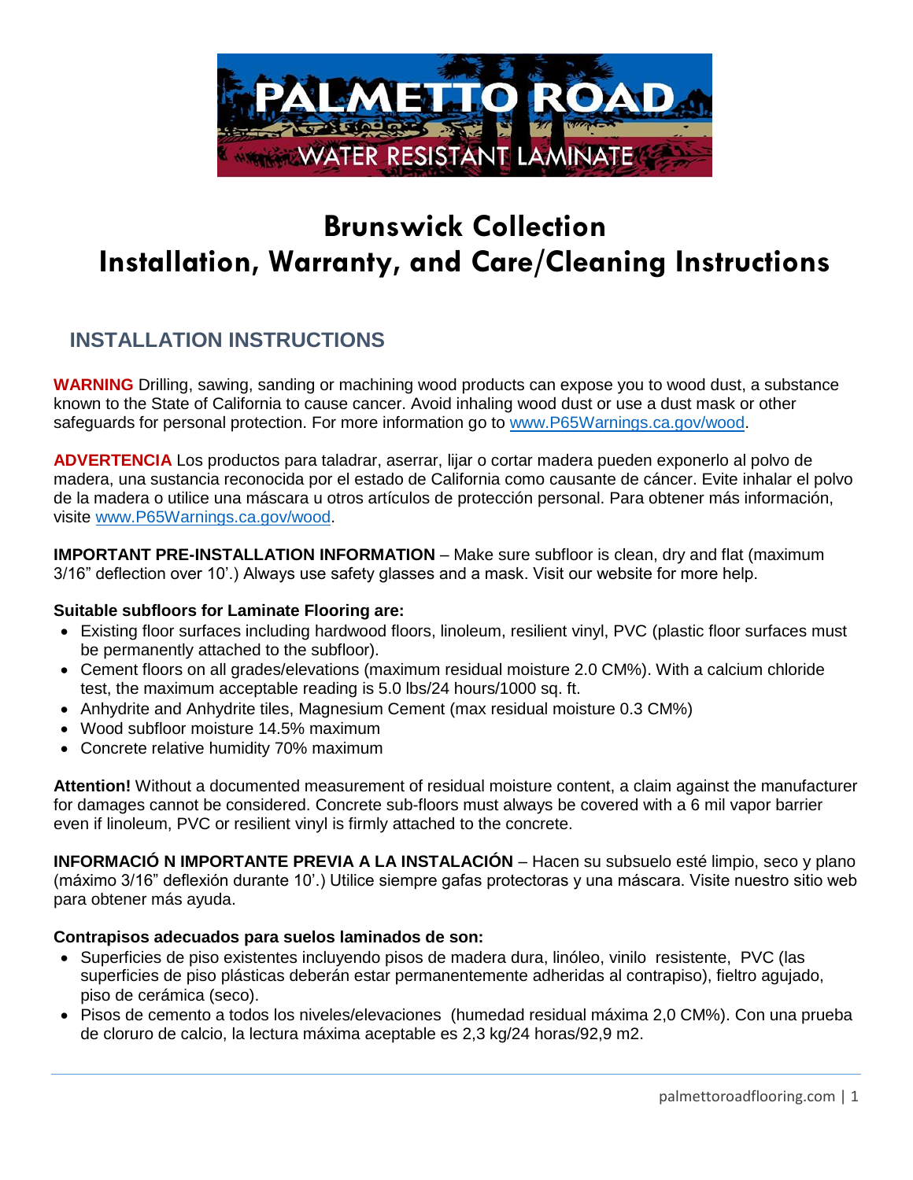PALMETTO ROAD

WATER RESISTANT LAMINATE

# Brunswick Collection
# Installation, Warranty, and Care/Cleaning Instructions

## INSTALLATION INSTRUCTIONS

**WARNING** Drilling, sawing, sanding or machining wood products can expose you to wood dust, a substance known to the State of California to cause cancer. Avoid inhaling wood dust or use a dust mask or other safeguards for personal protection. For more information go to www.P65Warnings.ca.gov/wood.

**ADVERTENCIA** Los productos para taladrar, aserrar, lijar o cortar madera pueden exponerlo al polvo de madera, una sustancia reconocida por el estado de California como causante de cáncer. Evite inhalar el polvo de la madera o utilice una máscara u otros artículos de protección personal. Para obtener más información, visite www.P65Warnings.ca.gov/wood.

**IMPORTANT PRE-INSTALLATION INFORMATION** – Make sure subfloor is clean, dry and flat (maximum 3/16" deflection over 10'.) Always use safety glasses and a mask. Visit our website for more help.

**Suitable subfloors for Laminate Flooring are:**

- Existing floor surfaces including hardwood floors, linoleum, resilient vinyl, PVC (plastic floor surfaces must be permanently attached to the subfloor).
- Cement floors on all grades/elevations (maximum residual moisture 2.0 CM%). With a calcium chloride test, the maximum acceptable reading is 5.0 lbs/24 hours/1000 sq. ft.
- Anhydrite and Anhydrite tiles, Magnesium Cement (max residual moisture 0.3 CM%)
- Wood subfloor moisture 14.5% maximum
- Concrete relative humidity 70% maximum

**Attention!** Without a documented measurement of residual moisture content, a claim against the manufacturer for damages cannot be considered. Concrete sub-floors must always be covered with a 6 mil vapor barrier even if linoleum, PVC or resilient vinyl is firmly attached to the concrete.

**INFORMACIÓ N IMPORTANTE PREVIA A LA INSTALACIÓN** – Hacen su subsuelo esté limpio, seco y plano (máximo 3/16" deflexión durante 10'.) Utilice siempre gafas protectoras y una máscara. Visite nuestro sitio web para obtener más ayuda.

**Contrapisos adecuados para suelos laminados de son:**

- Superficies de piso existentes incluyendo pisos de madera dura, linóleo, vinilo resistente, PVC (las superficies de piso plásticas deberán estar permanentemente adheridas al contrapiso), fieltro agujado, piso de cerámica (seco).
- Pisos de cemento a todos los niveles/elevaciones (humedad residual máxima 2,0 CM%). Con una prueba de cloruro de calcio, la lectura máxima aceptable es 2,3 kg/24 horas/92,9 m2.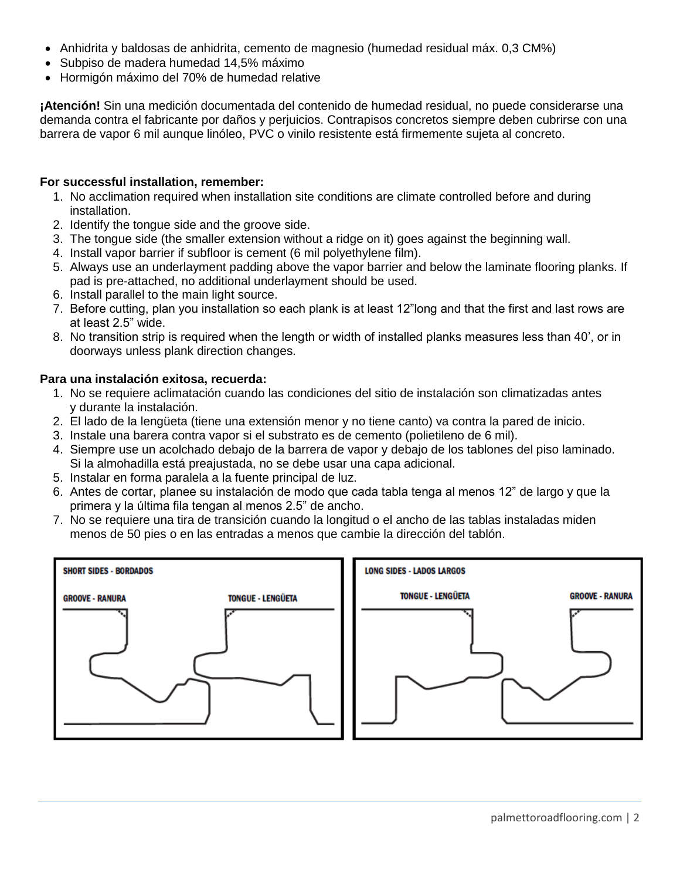- Anhidrita y baldosas de anhidrita, cemento de magnesio (humedad residual máx. 0,3 CM%)
- Subpiso de madera humedad 14,5% máximo
- Hormigón máximo del 70% de humedad relative

**¡Atención!** Sin una medición documentada del contenido de humedad residual, no puede considerarse una demanda contra el fabricante por daños y perjuicios. Contrapisos concretos siempre deben cubrirse con una barrera de vapor 6 mil aunque linóleo, PVC o vinilo resistente está firmemente sujeta al concreto.

**For successful installation, remember:**

1. No acclimation required when installation site conditions are climate controlled before and during installation.
2. Identify the tongue side and the groove side.
3. The tongue side (the smaller extension without a ridge on it) goes against the beginning wall.
4. Install vapor barrier if subfloor is cement (6 mil polyethylene film).
5. Always use an underlayment padding above the vapor barrier and below the laminate flooring planks. If pad is pre-attached, no additional underlayment should be used.
6. Install parallel to the main light source.
7. Before cutting, plan you installation so each plank is at least 12"long and that the first and last rows are at least 2.5" wide.
8. No transition strip is required when the length or width of installed planks measures less than 40', or in doorways unless plank direction changes.

**Para una instalación exitosa, recuerda:**

1. No se requiere aclimatación cuando las condiciones del sitio de instalación son climatizadas antes y durante la instalación.
2. El lado de la lengüeta (tiene una extensión menor y no tiene canto) va contra la pared de inicio.
3. Instale una barera contra vapor si el substrato es de cemento (polietileno de 6 mil).
4. Siempre use un acolchado debajo de la barrera de vapor y debajo de los tablones del piso laminado. Si la almohadilla está preajustada, no se debe usar una capa adicional.
5. Instalar en forma paralela a la fuente principal de luz.
6. Antes de cortar, planee su instalación de modo que cada tabla tenga al menos 12" de largo y que la primera y la última fila tengan al menos 2.5" de ancho.
7. No se requiere una tira de transición cuando la longitud o el ancho de las tablas instaladas miden menos de 50 pies o en las entradas a menos que cambie la dirección del tablón.

SHORT SIDES - BORDADOS

GROOVE - RANURA | TONGUE - LENGÜETA

LONG SIDES - LADOS LARGOS

TONGUE - LENGÜETA | GROOVE - RANURA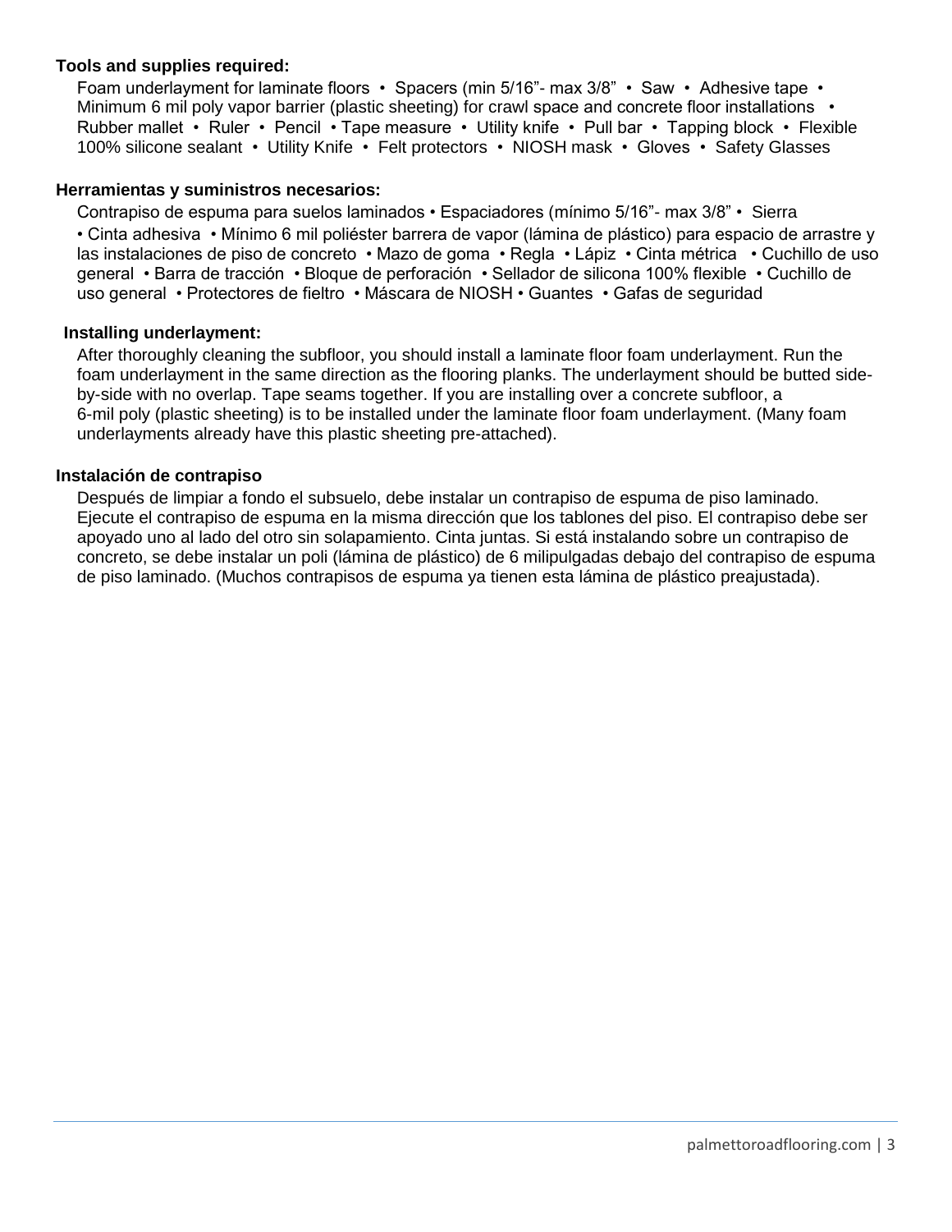**Tools and supplies required:**

Foam underlayment for laminate floors • Spacers (min 5/16”- max 3/8” • Saw • Adhesive tape • Minimum 6 mil poly vapor barrier (plastic sheeting) for crawl space and concrete floor installations • Rubber mallet • Ruler • Pencil • Tape measure • Utility knife • Pull bar • Tapping block • Flexible 100% silicone sealant • Utility Knife • Felt protectors • NIOSH mask • Gloves • Safety Glasses

**Herramientas y suministros necesarios:**

Contrapiso de espuma para suelos laminados • Espaciadores (mínimo 5/16”- max 3/8” • Sierra • Cinta adhesiva • Mínimo 6 mil poliéster barrera de vapor (lámina de plástico) para espacio de arrastre y las instalaciones de piso de concreto • Mazo de goma • Regla • Lápiz • Cinta métrica • Cuchillo de uso general • Barra de tracción • Bloque de perforación • Sellador de silicona 100% flexible • Cuchillo de uso general • Protectores de fieltro • Máscara de NIOSH • Guantes • Gafas de seguridad

**Installing underlayment:**

After thoroughly cleaning the subfloor, you should install a laminate floor foam underlayment. Run the foam underlayment in the same direction as the flooring planks. The underlayment should be butted side-by-side with no overlap. Tape seams together. If you are installing over a concrete subfloor, a 6-mil poly (plastic sheeting) is to be installed under the laminate floor foam underlayment. (Many foam underlayments already have this plastic sheeting pre-attached).

**Instalación de contrapiso**

Después de limpiar a fondo el subsuelo, debe instalar un contrapiso de espuma de piso laminado. Ejecute el contrapiso de espuma en la misma dirección que los tablones del piso. El contrapiso debe ser apoyado uno al lado del otro sin solapamiento. Cinta juntas. Si está instalando sobre un contrapiso de concreto, se debe instalar un poli (lámina de plástico) de 6 milipulgadas debajo del contrapiso de espuma de piso laminado. (Muchos contrapisos de espuma ya tienen esta lámina de plástico preajustada).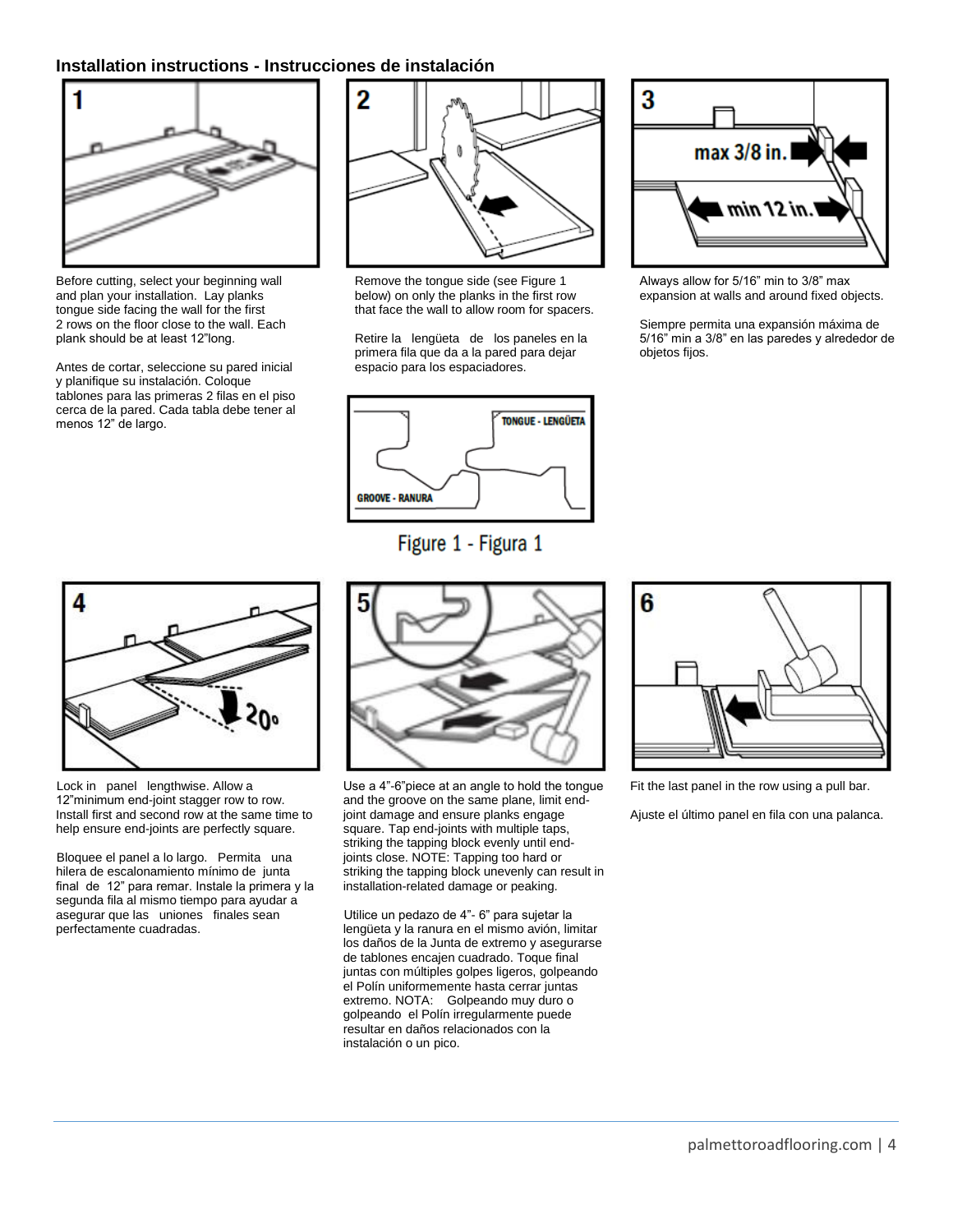## Installation instructions - Instrucciones de instalación

**1**

Before cutting, select your beginning wall and plan your installation. Lay planks tongue side facing the wall for the first 2 rows on the floor close to the wall. Each plank should be at least 12"long.

Antes de cortar, seleccione su pared inicial y planifique su instalación. Coloque tablones para las primeras 2 filas en el piso cerca de la pared. Cada tabla debe tener al menos 12" de largo.

**2**

Remove the tongue side (see Figure 1 below) on only the planks in the first row that face the wall to allow room for spacers.

Retire la lengüeta de los paneles en la primera fila que da a la pared para dejar espacio para los espaciadores.

TONGUE - LENGÜETA

GROOVE - RANURA

Figure 1 - Figura 1

**3**

max 3/8 in.

min 12 in.

Always allow for 5/16" min to 3/8" max expansion at walls and around fixed objects.

Siempre permita una expansión máxima de 5/16" min a 3/8" en las paredes y alrededor de objetos fijos.

**4**

20°

Lock in panel lengthwise. Allow a 12"minimum end-joint stagger row to row. Install first and second row at the same time to help ensure end-joints are perfectly square.

Bloquee el panel a lo largo. Permita una hilera de escalonamiento mínimo de junta final de 12" para remar. Instale la primera y la segunda fila al mismo tiempo para ayudar a asegurar que las uniones finales sean perfectamente cuadradas.

**5**

Use a 4"-6"piece at an angle to hold the tongue and the groove on the same plane, limit end-joint damage and ensure planks engage square. Tap end-joints with multiple taps, striking the tapping block evenly until end-joints close. NOTE: Tapping too hard or striking the tapping block unevenly can result in installation-related damage or peaking.

Utilice un pedazo de 4"- 6" para sujetar la lengüeta y la ranura en el mismo avión, limitar los daños de la Junta de extremo y asegurarse de tablones encajen cuadrado. Toque final juntas con múltiples golpes ligeros, golpeando el Polín uniformemente hasta cerrar juntas extremo. NOTA: Golpeando muy duro o golpeando el Polín irregularmente puede resultar en daños relacionados con la instalación o un pico.

**6**

Fit the last panel in the row using a pull bar.

Ajuste el último panel en fila con una palanca.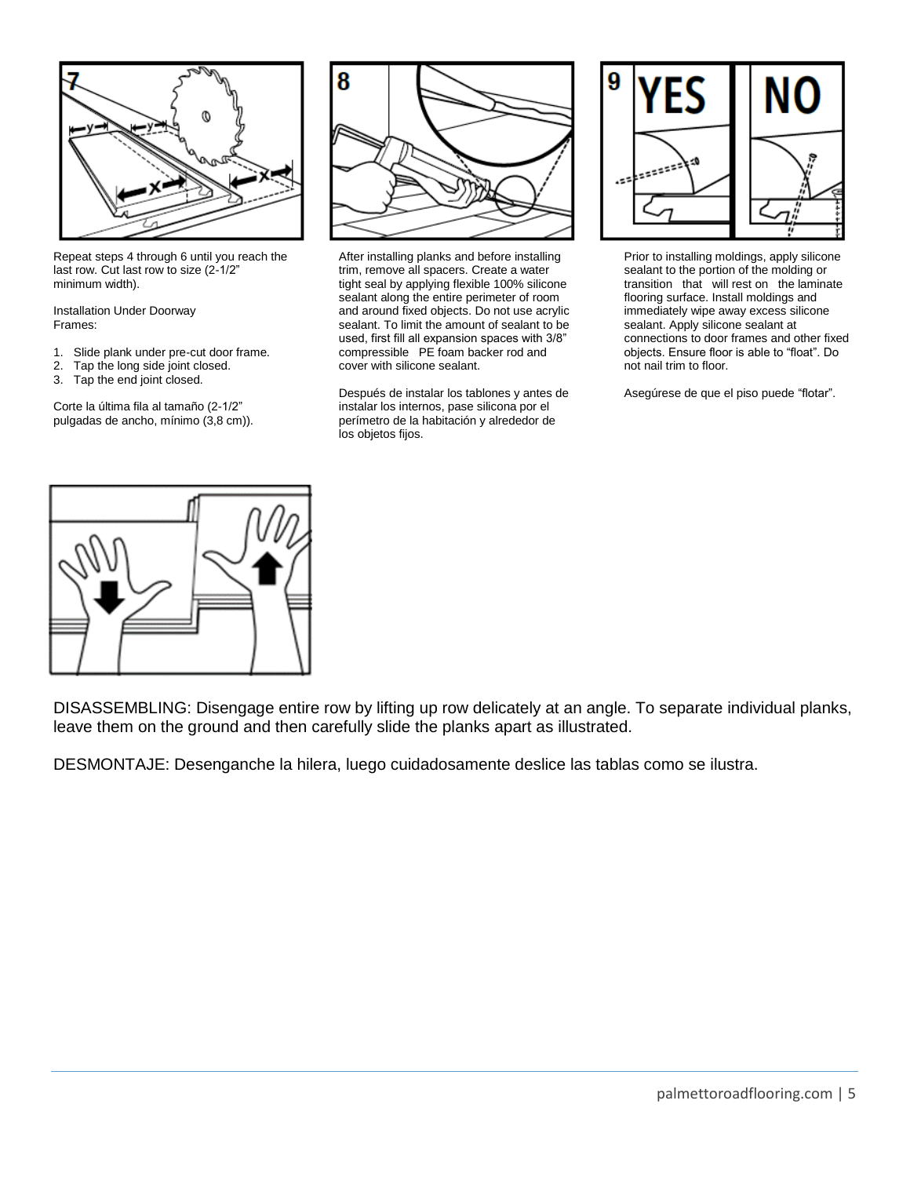Repeat steps 4 through 6 until you reach the last row. Cut last row to size (2-1/2" minimum width).

Installation Under Doorway Frames:

1. Slide plank under pre-cut door frame.
2. Tap the long side joint closed.
3. Tap the end joint closed.

Corte la última fila al tamaño (2-1/2" pulgadas de ancho, mínimo (3,8 cm)).

After installing planks and before installing trim, remove all spacers. Create a water tight seal by applying flexible 100% silicone sealant along the entire perimeter of room and around fixed objects. Do not use acrylic sealant. To limit the amount of sealant to be used, first fill all expansion spaces with 3/8" compressible PE foam backer rod and cover with silicone sealant.

Después de instalar los tablones y antes de instalar los internos, pase silicona por el perímetro de la habitación y alrededor de los objetos fijos.

Prior to installing moldings, apply silicone sealant to the portion of the molding or transition that will rest on the laminate flooring surface. Install moldings and immediately wipe away excess silicone sealant. Apply silicone sealant at connections to door frames and other fixed objects. Ensure floor is able to "float". Do not nail trim to floor.

Asegúrese de que el piso puede "flotar".

DISASSEMBLING: Disengage entire row by lifting up row delicately at an angle. To separate individual planks, leave them on the ground and then carefully slide the planks apart as illustrated.

DESMONTAJE: Desenganche la hilera, luego cuidadosamente deslice las tablas como se ilustra.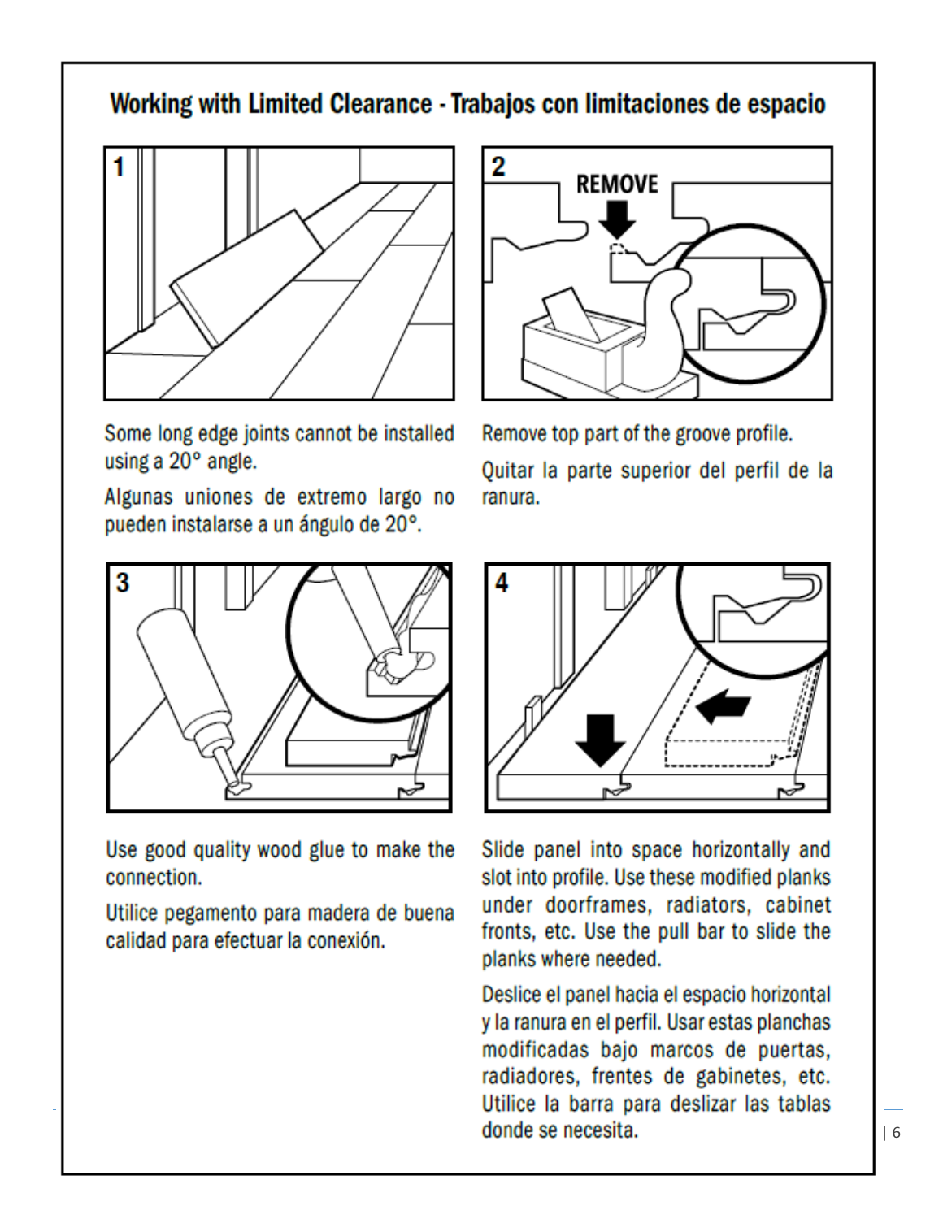## Working with Limited Clearance - Trabajos con limitaciones de espacio

**1**

Some long edge joints cannot be installed using a 20° angle.

Algunas uniones de extremo largo no pueden instalarse a un ángulo de 20°.

**2**

REMOVE

Remove top part of the groove profile.

Quitar la parte superior del perfil de la ranura.

**3**

Use good quality wood glue to make the connection.

Utilice pegamento para madera de buena calidad para efectuar la conexión.

**4**

Slide panel into space horizontally and slot into profile. Use these modified planks under doorframes, radiators, cabinet fronts, etc. Use the pull bar to slide the planks where needed.

Deslice el panel hacia el espacio horizontal y la ranura en el perfil. Usar estas planchas modificadas bajo marcos de puertas, radiadores, frentes de gabinetes, etc. Utilice la barra para deslizar las tablas donde se necesita.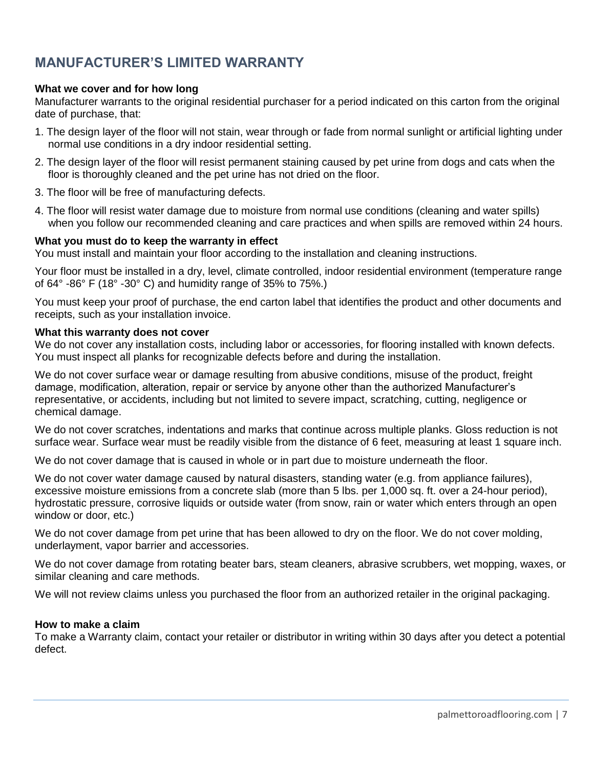# MANUFACTURER'S LIMITED WARRANTY

**What we cover and for how long**
Manufacturer warrants to the original residential purchaser for a period indicated on this carton from the original date of purchase, that:

1. The design layer of the floor will not stain, wear through or fade from normal sunlight or artificial lighting under normal use conditions in a dry indoor residential setting.
2. The design layer of the floor will resist permanent staining caused by pet urine from dogs and cats when the floor is thoroughly cleaned and the pet urine has not dried on the floor.
3. The floor will be free of manufacturing defects.
4. The floor will resist water damage due to moisture from normal use conditions (cleaning and water spills) when you follow our recommended cleaning and care practices and when spills are removed within 24 hours.

**What you must do to keep the warranty in effect**
You must install and maintain your floor according to the installation and cleaning instructions.

Your floor must be installed in a dry, level, climate controlled, indoor residential environment (temperature range of 64° -86° F (18° -30° C) and humidity range of 35% to 75%.)

You must keep your proof of purchase, the end carton label that identifies the product and other documents and receipts, such as your installation invoice.

**What this warranty does not cover**
We do not cover any installation costs, including labor or accessories, for flooring installed with known defects. You must inspect all planks for recognizable defects before and during the installation.

We do not cover surface wear or damage resulting from abusive conditions, misuse of the product, freight damage, modification, alteration, repair or service by anyone other than the authorized Manufacturer's representative, or accidents, including but not limited to severe impact, scratching, cutting, negligence or chemical damage.

We do not cover scratches, indentations and marks that continue across multiple planks. Gloss reduction is not surface wear. Surface wear must be readily visible from the distance of 6 feet, measuring at least 1 square inch.

We do not cover damage that is caused in whole or in part due to moisture underneath the floor.

We do not cover water damage caused by natural disasters, standing water (e.g. from appliance failures), excessive moisture emissions from a concrete slab (more than 5 lbs. per 1,000 sq. ft. over a 24-hour period), hydrostatic pressure, corrosive liquids or outside water (from snow, rain or water which enters through an open window or door, etc.)

We do not cover damage from pet urine that has been allowed to dry on the floor. We do not cover molding, underlayment, vapor barrier and accessories.

We do not cover damage from rotating beater bars, steam cleaners, abrasive scrubbers, wet mopping, waxes, or similar cleaning and care methods.

We will not review claims unless you purchased the floor from an authorized retailer in the original packaging.

**How to make a claim**
To make a Warranty claim, contact your retailer or distributor in writing within 30 days after you detect a potential defect.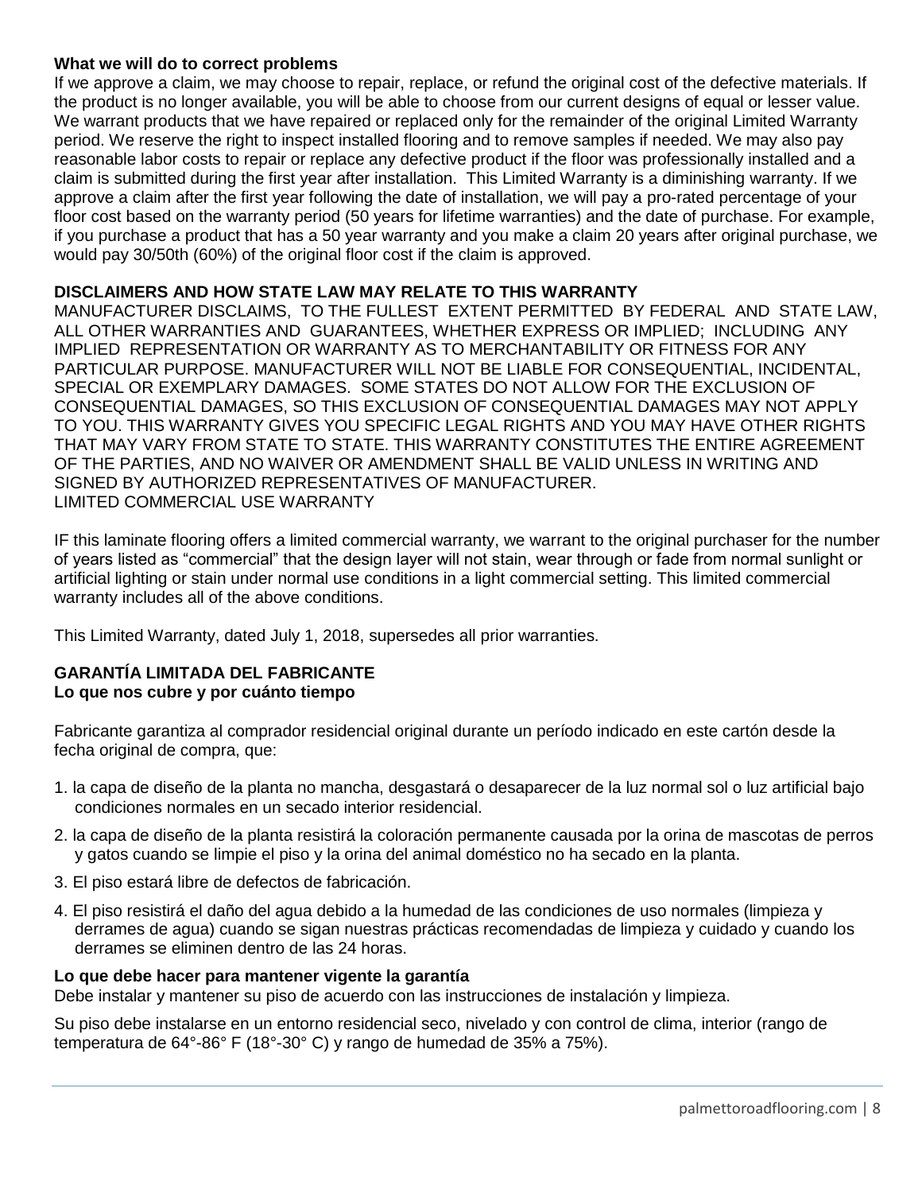**What we will do to correct problems**

If we approve a claim, we may choose to repair, replace, or refund the original cost of the defective materials. If the product is no longer available, you will be able to choose from our current designs of equal or lesser value. We warrant products that we have repaired or replaced only for the remainder of the original Limited Warranty period. We reserve the right to inspect installed flooring and to remove samples if needed. We may also pay reasonable labor costs to repair or replace any defective product if the floor was professionally installed and a claim is submitted during the first year after installation. This Limited Warranty is a diminishing warranty. If we approve a claim after the first year following the date of installation, we will pay a pro-rated percentage of your floor cost based on the warranty period (50 years for lifetime warranties) and the date of purchase. For example, if you purchase a product that has a 50 year warranty and you make a claim 20 years after original purchase, we would pay 30/50th (60%) of the original floor cost if the claim is approved.

**DISCLAIMERS AND HOW STATE LAW MAY RELATE TO THIS WARRANTY**

MANUFACTURER DISCLAIMS, TO THE FULLEST EXTENT PERMITTED BY FEDERAL AND STATE LAW, ALL OTHER WARRANTIES AND GUARANTEES, WHETHER EXPRESS OR IMPLIED; INCLUDING ANY IMPLIED REPRESENTATION OR WARRANTY AS TO MERCHANTABILITY OR FITNESS FOR ANY PARTICULAR PURPOSE. MANUFACTURER WILL NOT BE LIABLE FOR CONSEQUENTIAL, INCIDENTAL, SPECIAL OR EXEMPLARY DAMAGES. SOME STATES DO NOT ALLOW FOR THE EXCLUSION OF CONSEQUENTIAL DAMAGES, SO THIS EXCLUSION OF CONSEQUENTIAL DAMAGES MAY NOT APPLY TO YOU. THIS WARRANTY GIVES YOU SPECIFIC LEGAL RIGHTS AND YOU MAY HAVE OTHER RIGHTS THAT MAY VARY FROM STATE TO STATE. THIS WARRANTY CONSTITUTES THE ENTIRE AGREEMENT OF THE PARTIES, AND NO WAIVER OR AMENDMENT SHALL BE VALID UNLESS IN WRITING AND SIGNED BY AUTHORIZED REPRESENTATIVES OF MANUFACTURER.
LIMITED COMMERCIAL USE WARRANTY

IF this laminate flooring offers a limited commercial warranty, we warrant to the original purchaser for the number of years listed as "commercial" that the design layer will not stain, wear through or fade from normal sunlight or artificial lighting or stain under normal use conditions in a light commercial setting. This limited commercial warranty includes all of the above conditions.

This Limited Warranty, dated July 1, 2018, supersedes all prior warranties.

**GARANTÍA LIMITADA DEL FABRICANTE**
**Lo que nos cubre y por cuánto tiempo**

Fabricante garantiza al comprador residencial original durante un período indicado en este cartón desde la fecha original de compra, que:

1. la capa de diseño de la planta no mancha, desgastará o desaparecer de la luz normal sol o luz artificial bajo condiciones normales en un secado interior residencial.
2. la capa de diseño de la planta resistirá la coloración permanente causada por la orina de mascotas de perros y gatos cuando se limpie el piso y la orina del animal doméstico no ha secado en la planta.
3. El piso estará libre de defectos de fabricación.
4. El piso resistirá el daño del agua debido a la humedad de las condiciones de uso normales (limpieza y derrames de agua) cuando se sigan nuestras prácticas recomendadas de limpieza y cuidado y cuando los derrames se eliminen dentro de las 24 horas.

**Lo que debe hacer para mantener vigente la garantía**

Debe instalar y mantener su piso de acuerdo con las instrucciones de instalación y limpieza.

Su piso debe instalarse en un entorno residencial seco, nivelado y con control de clima, interior (rango de temperatura de 64°-86° F (18°-30° C) y rango de humedad de 35% a 75%).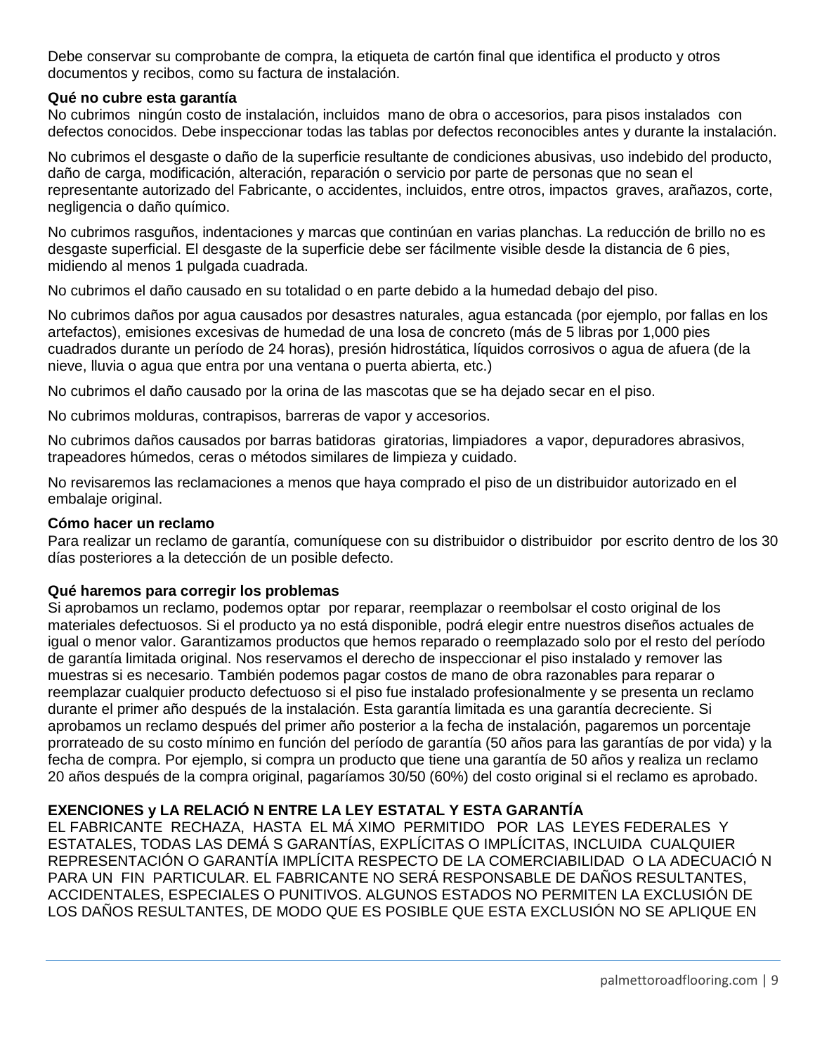Debe conservar su comprobante de compra, la etiqueta de cartón final que identifica el producto y otros documentos y recibos, como su factura de instalación.

**Qué no cubre esta garantía**

No cubrimos ningún costo de instalación, incluidos mano de obra o accesorios, para pisos instalados con defectos conocidos. Debe inspeccionar todas las tablas por defectos reconocibles antes y durante la instalación.

No cubrimos el desgaste o daño de la superficie resultante de condiciones abusivas, uso indebido del producto, daño de carga, modificación, alteración, reparación o servicio por parte de personas que no sean el representante autorizado del Fabricante, o accidentes, incluidos, entre otros, impactos graves, arañazos, corte, negligencia o daño químico.

No cubrimos rasguños, indentaciones y marcas que continúan en varias planchas. La reducción de brillo no es desgaste superficial. El desgaste de la superficie debe ser fácilmente visible desde la distancia de 6 pies, midiendo al menos 1 pulgada cuadrada.

No cubrimos el daño causado en su totalidad o en parte debido a la humedad debajo del piso.

No cubrimos daños por agua causados por desastres naturales, agua estancada (por ejemplo, por fallas en los artefactos), emisiones excesivas de humedad de una losa de concreto (más de 5 libras por 1,000 pies cuadrados durante un período de 24 horas), presión hidrostática, líquidos corrosivos o agua de afuera (de la nieve, lluvia o agua que entra por una ventana o puerta abierta, etc.)

No cubrimos el daño causado por la orina de las mascotas que se ha dejado secar en el piso.

No cubrimos molduras, contrapisos, barreras de vapor y accesorios.

No cubrimos daños causados por barras batidoras giratorias, limpiadores a vapor, depuradores abrasivos, trapeadores húmedos, ceras o métodos similares de limpieza y cuidado.

No revisaremos las reclamaciones a menos que haya comprado el piso de un distribuidor autorizado en el embalaje original.

**Cómo hacer un reclamo**

Para realizar un reclamo de garantía, comuníquese con su distribuidor o distribuidor por escrito dentro de los 30 días posteriores a la detección de un posible defecto.

**Qué haremos para corregir los problemas**

Si aprobamos un reclamo, podemos optar por reparar, reemplazar o reembolsar el costo original de los materiales defectuosos. Si el producto ya no está disponible, podrá elegir entre nuestros diseños actuales de igual o menor valor. Garantizamos productos que hemos reparado o reemplazado solo por el resto del período de garantía limitada original. Nos reservamos el derecho de inspeccionar el piso instalado y remover las muestras si es necesario. También podemos pagar costos de mano de obra razonables para reparar o reemplazar cualquier producto defectuoso si el piso fue instalado profesionalmente y se presenta un reclamo durante el primer año después de la instalación. Esta garantía limitada es una garantía decreciente. Si aprobamos un reclamo después del primer año posterior a la fecha de instalación, pagaremos un porcentaje prorrateado de su costo mínimo en función del período de garantía (50 años para las garantías de por vida) y la fecha de compra. Por ejemplo, si compra un producto que tiene una garantía de 50 años y realiza un reclamo 20 años después de la compra original, pagaríamos 30/50 (60%) del costo original si el reclamo es aprobado.

**EXENCIONES y LA RELACIÓN ENTRE LA LEY ESTATAL Y ESTA GARANTÍA**

EL FABRICANTE RECHAZA, HASTA EL MÁXIMO PERMITIDO POR LAS LEYES FEDERALES Y ESTATALES, TODAS LAS DEMÁS GARANTÍAS, EXPLÍCITAS O IMPLÍCITAS, INCLUIDA CUALQUIER REPRESENTACIÓN O GARANTÍA IMPLÍCITA RESPECTO DE LA COMERCIABILIDAD O LA ADECUACIÓN PARA UN FIN PARTICULAR. EL FABRICANTE NO SERÁ RESPONSABLE DE DAÑOS RESULTANTES, ACCIDENTALES, ESPECIALES O PUNITIVOS. ALGUNOS ESTADOS NO PERMITEN LA EXCLUSIÓN DE LOS DAÑOS RESULTANTES, DE MODO QUE ES POSIBLE QUE ESTA EXCLUSIÓN NO SE APLIQUE EN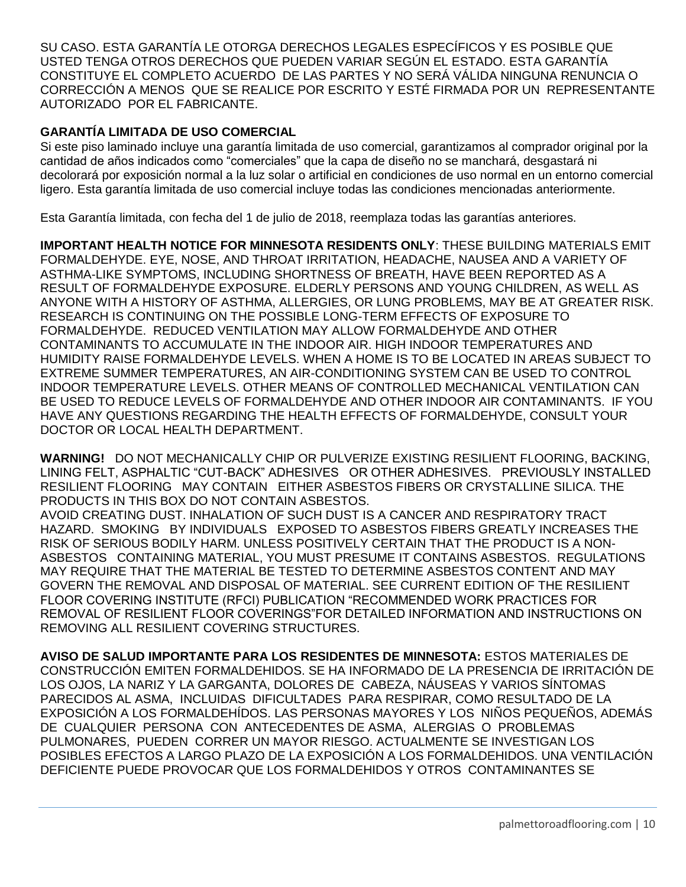SU CASO. ESTA GARANTÍA LE OTORGA DERECHOS LEGALES ESPECÍFICOS Y ES POSIBLE QUE USTED TENGA OTROS DERECHOS QUE PUEDEN VARIAR SEGÚN EL ESTADO. ESTA GARANTÍA CONSTITUYE EL COMPLETO ACUERDO DE LAS PARTES Y NO SERÁ VÁLIDA NINGUNA RENUNCIA O CORRECCIÓN A MENOS QUE SE REALICE POR ESCRITO Y ESTÉ FIRMADA POR UN REPRESENTANTE AUTORIZADO POR EL FABRICANTE.

**GARANTÍA LIMITADA DE USO COMERCIAL**

Si este piso laminado incluye una garantía limitada de uso comercial, garantizamos al comprador original por la cantidad de años indicados como "comerciales" que la capa de diseño no se manchará, desgastará ni decolorará por exposición normal a la luz solar o artificial en condiciones de uso normal en un entorno comercial ligero. Esta garantía limitada de uso comercial incluye todas las condiciones mencionadas anteriormente.

Esta Garantía limitada, con fecha del 1 de julio de 2018, reemplaza todas las garantías anteriores.

**IMPORTANT HEALTH NOTICE FOR MINNESOTA RESIDENTS ONLY**: THESE BUILDING MATERIALS EMIT FORMALDEHYDE. EYE, NOSE, AND THROAT IRRITATION, HEADACHE, NAUSEA AND A VARIETY OF ASTHMA-LIKE SYMPTOMS, INCLUDING SHORTNESS OF BREATH, HAVE BEEN REPORTED AS A RESULT OF FORMALDEHYDE EXPOSURE. ELDERLY PERSONS AND YOUNG CHILDREN, AS WELL AS ANYONE WITH A HISTORY OF ASTHMA, ALLERGIES, OR LUNG PROBLEMS, MAY BE AT GREATER RISK. RESEARCH IS CONTINUING ON THE POSSIBLE LONG-TERM EFFECTS OF EXPOSURE TO FORMALDEHYDE. REDUCED VENTILATION MAY ALLOW FORMALDEHYDE AND OTHER CONTAMINANTS TO ACCUMULATE IN THE INDOOR AIR. HIGH INDOOR TEMPERATURES AND HUMIDITY RAISE FORMALDEHYDE LEVELS. WHEN A HOME IS TO BE LOCATED IN AREAS SUBJECT TO EXTREME SUMMER TEMPERATURES, AN AIR-CONDITIONING SYSTEM CAN BE USED TO CONTROL INDOOR TEMPERATURE LEVELS. OTHER MEANS OF CONTROLLED MECHANICAL VENTILATION CAN BE USED TO REDUCE LEVELS OF FORMALDEHYDE AND OTHER INDOOR AIR CONTAMINANTS. IF YOU HAVE ANY QUESTIONS REGARDING THE HEALTH EFFECTS OF FORMALDEHYDE, CONSULT YOUR DOCTOR OR LOCAL HEALTH DEPARTMENT.

**WARNING!** DO NOT MECHANICALLY CHIP OR PULVERIZE EXISTING RESILIENT FLOORING, BACKING, LINING FELT, ASPHALTIC "CUT-BACK" ADHESIVES OR OTHER ADHESIVES. PREVIOUSLY INSTALLED RESILIENT FLOORING MAY CONTAIN EITHER ASBESTOS FIBERS OR CRYSTALLINE SILICA. THE PRODUCTS IN THIS BOX DO NOT CONTAIN ASBESTOS.
AVOID CREATING DUST. INHALATION OF SUCH DUST IS A CANCER AND RESPIRATORY TRACT HAZARD. SMOKING BY INDIVIDUALS EXPOSED TO ASBESTOS FIBERS GREATLY INCREASES THE RISK OF SERIOUS BODILY HARM. UNLESS POSITIVELY CERTAIN THAT THE PRODUCT IS A NON-ASBESTOS CONTAINING MATERIAL, YOU MUST PRESUME IT CONTAINS ASBESTOS. REGULATIONS MAY REQUIRE THAT THE MATERIAL BE TESTED TO DETERMINE ASBESTOS CONTENT AND MAY GOVERN THE REMOVAL AND DISPOSAL OF MATERIAL. SEE CURRENT EDITION OF THE RESILIENT FLOOR COVERING INSTITUTE (RFCI) PUBLICATION "RECOMMENDED WORK PRACTICES FOR REMOVAL OF RESILIENT FLOOR COVERINGS"FOR DETAILED INFORMATION AND INSTRUCTIONS ON REMOVING ALL RESILIENT COVERING STRUCTURES.

**AVISO DE SALUD IMPORTANTE PARA LOS RESIDENTES DE MINNESOTA:** ESTOS MATERIALES DE CONSTRUCCIÓN EMITEN FORMALDEHIDOS. SE HA INFORMADO DE LA PRESENCIA DE IRRITACIÓN DE LOS OJOS, LA NARIZ Y LA GARGANTA, DOLORES DE CABEZA, NÁUSEAS Y VARIOS SÍNTOMAS PARECIDOS AL ASMA, INCLUIDAS DIFICULTADES PARA RESPIRAR, COMO RESULTADO DE LA EXPOSICIÓN A LOS FORMALDEHÍDOS. LAS PERSONAS MAYORES Y LOS NIÑOS PEQUEÑOS, ADEMÁS DE CUALQUIER PERSONA CON ANTECEDENTES DE ASMA, ALERGIAS O PROBLEMAS PULMONARES, PUEDEN CORRER UN MAYOR RIESGO. ACTUALMENTE SE INVESTIGAN LOS POSIBLES EFECTOS A LARGO PLAZO DE LA EXPOSICIÓN A LOS FORMALDEHIDOS. UNA VENTILACIÓN DEFICIENTE PUEDE PROVOCAR QUE LOS FORMALDEHIDOS Y OTROS CONTAMINANTES SE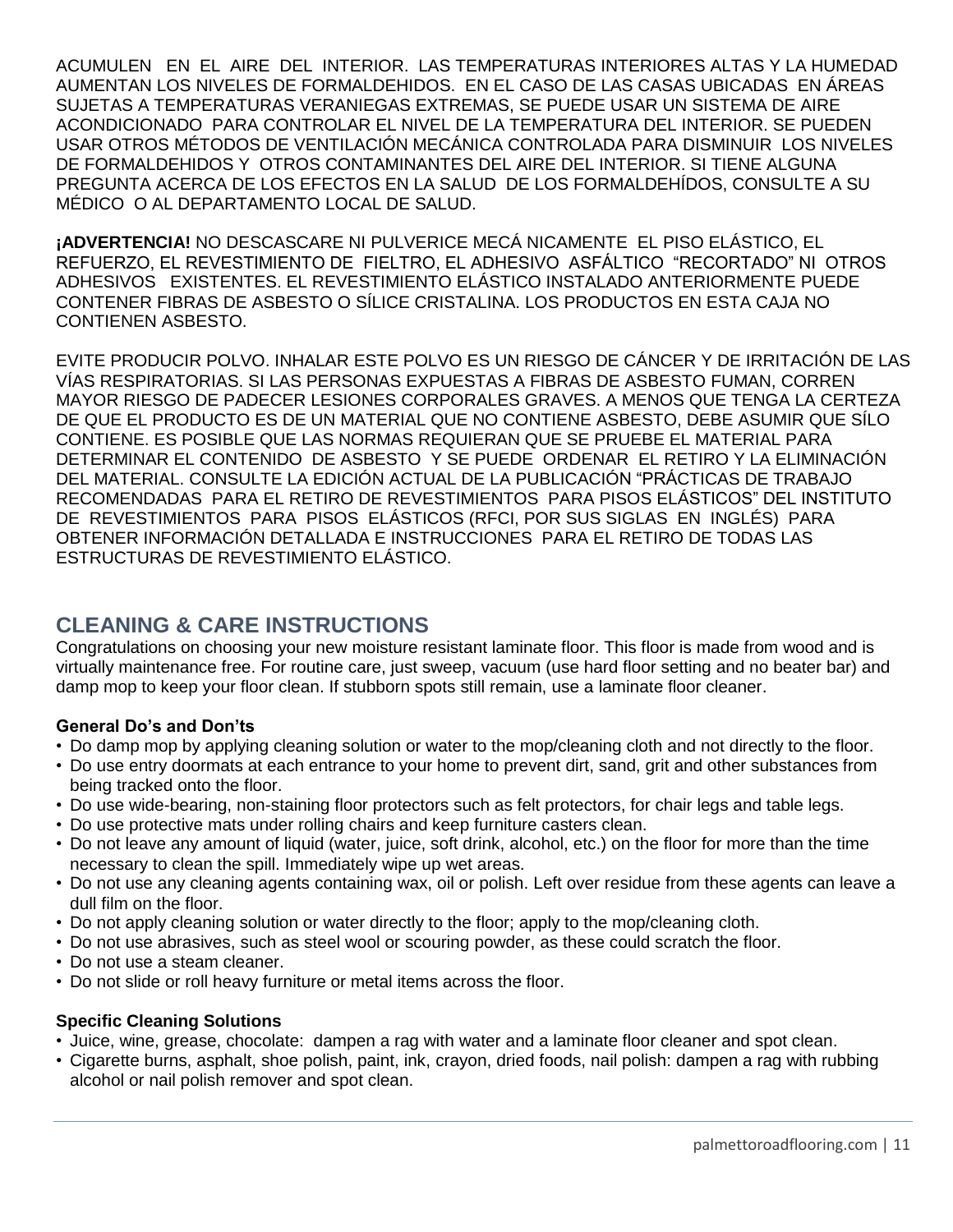ACUMULEN EN EL AIRE DEL INTERIOR. LAS TEMPERATURAS INTERIORES ALTAS Y LA HUMEDAD AUMENTAN LOS NIVELES DE FORMALDEHIDOS. EN EL CASO DE LAS CASAS UBICADAS EN ÁREAS SUJETAS A TEMPERATURAS VERANIEGAS EXTREMAS, SE PUEDE USAR UN SISTEMA DE AIRE ACONDICIONADO PARA CONTROLAR EL NIVEL DE LA TEMPERATURA DEL INTERIOR. SE PUEDEN USAR OTROS MÉTODOS DE VENTILACIÓN MECÁNICA CONTROLADA PARA DISMINUIR LOS NIVELES DE FORMALDEHIDOS Y OTROS CONTAMINANTES DEL AIRE DEL INTERIOR. SI TIENE ALGUNA PREGUNTA ACERCA DE LOS EFECTOS EN LA SALUD DE LOS FORMALDEHÍDOS, CONSULTE A SU MÉDICO O AL DEPARTAMENTO LOCAL DE SALUD.

**¡ADVERTENCIA!** NO DESCASCARE NI PULVERICE MECÁ NICAMENTE EL PISO ELÁSTICO, EL REFUERZO, EL REVESTIMIENTO DE FIELTRO, EL ADHESIVO ASFÁLTICO "RECORTADO" NI OTROS ADHESIVOS EXISTENTES. EL REVESTIMIENTO ELÁSTICO INSTALADO ANTERIORMENTE PUEDE CONTENER FIBRAS DE ASBESTO O SÍLICE CRISTALINA. LOS PRODUCTOS EN ESTA CAJA NO CONTIENEN ASBESTO.

EVITE PRODUCIR POLVO. INHALAR ESTE POLVO ES UN RIESGO DE CÁNCER Y DE IRRITACIÓN DE LAS VÍAS RESPIRATORIAS. SI LAS PERSONAS EXPUESTAS A FIBRAS DE ASBESTO FUMAN, CORREN MAYOR RIESGO DE PADECER LESIONES CORPORALES GRAVES. A MENOS QUE TENGA LA CERTEZA DE QUE EL PRODUCTO ES DE UN MATERIAL QUE NO CONTIENE ASBESTO, DEBE ASUMIR QUE SÍLO CONTIENE. ES POSIBLE QUE LAS NORMAS REQUIERAN QUE SE PRUEBE EL MATERIAL PARA DETERMINAR EL CONTENIDO DE ASBESTO Y SE PUEDE ORDENAR EL RETIRO Y LA ELIMINACIÓN DEL MATERIAL. CONSULTE LA EDICIÓN ACTUAL DE LA PUBLICACIÓN "PRÁCTICAS DE TRABAJO RECOMENDADAS PARA EL RETIRO DE REVESTIMIENTOS PARA PISOS ELÁSTICOS" DEL INSTITUTO DE REVESTIMIENTOS PARA PISOS ELÁSTICOS (RFCI, POR SUS SIGLAS EN INGLÉS) PARA OBTENER INFORMACIÓN DETALLADA E INSTRUCCIONES PARA EL RETIRO DE TODAS LAS ESTRUCTURAS DE REVESTIMIENTO ELÁSTICO.

## CLEANING & CARE INSTRUCTIONS

Congratulations on choosing your new moisture resistant laminate floor. This floor is made from wood and is virtually maintenance free. For routine care, just sweep, vacuum (use hard floor setting and no beater bar) and damp mop to keep your floor clean. If stubborn spots still remain, use a laminate floor cleaner.

**General Do's and Don'ts**

- Do damp mop by applying cleaning solution or water to the mop/cleaning cloth and not directly to the floor.
- Do use entry doormats at each entrance to your home to prevent dirt, sand, grit and other substances from being tracked onto the floor.
- Do use wide-bearing, non-staining floor protectors such as felt protectors, for chair legs and table legs.
- Do use protective mats under rolling chairs and keep furniture casters clean.
- Do not leave any amount of liquid (water, juice, soft drink, alcohol, etc.) on the floor for more than the time necessary to clean the spill. Immediately wipe up wet areas.
- Do not use any cleaning agents containing wax, oil or polish. Left over residue from these agents can leave a dull film on the floor.
- Do not apply cleaning solution or water directly to the floor; apply to the mop/cleaning cloth.
- Do not use abrasives, such as steel wool or scouring powder, as these could scratch the floor.
- Do not use a steam cleaner.
- Do not slide or roll heavy furniture or metal items across the floor.

**Specific Cleaning Solutions**

- Juice, wine, grease, chocolate: dampen a rag with water and a laminate floor cleaner and spot clean.
- Cigarette burns, asphalt, shoe polish, paint, ink, crayon, dried foods, nail polish: dampen a rag with rubbing alcohol or nail polish remover and spot clean.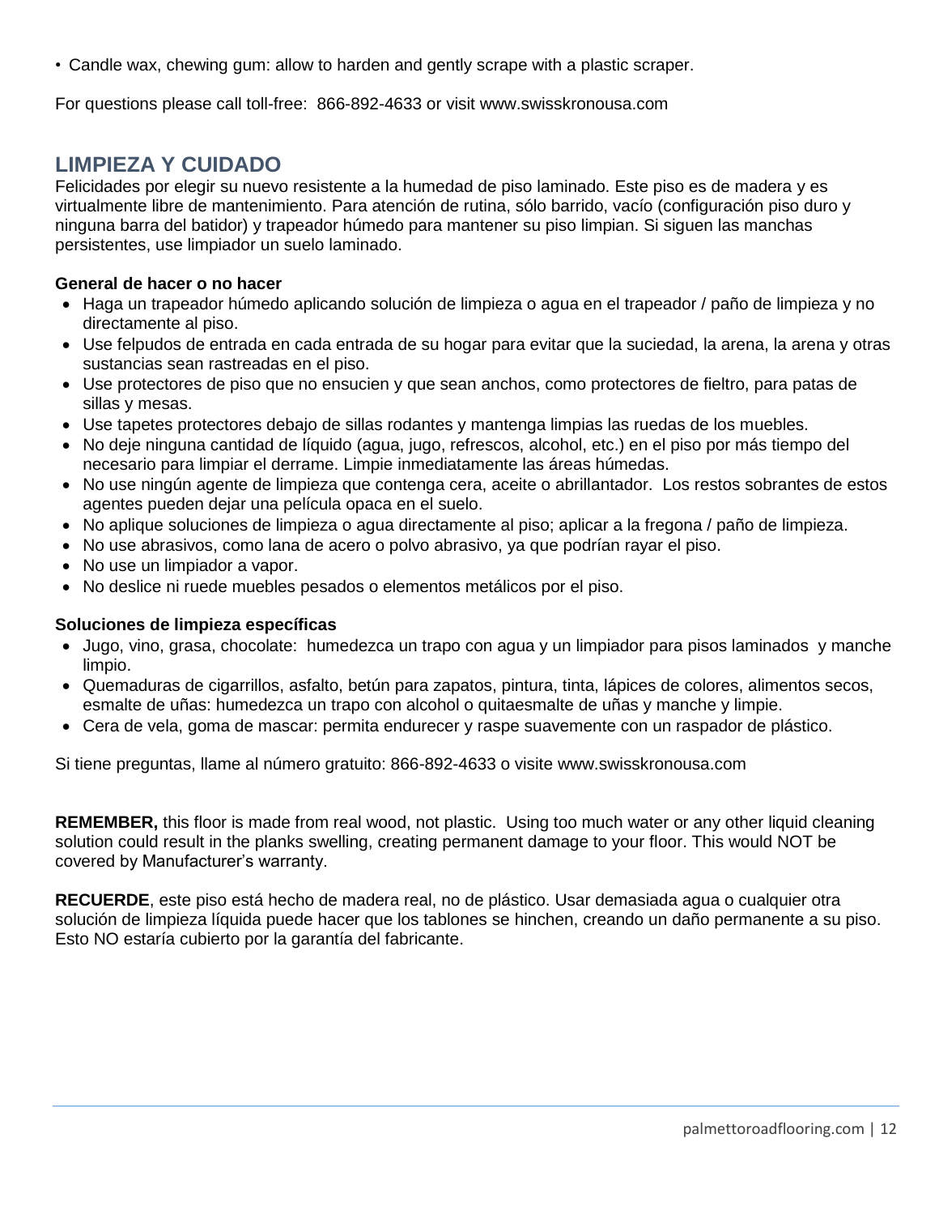- Candle wax, chewing gum: allow to harden and gently scrape with a plastic scraper.

For questions please call toll-free: 866-892-4633 or visit www.swisskronousa.com

## LIMPIEZA Y CUIDADO

Felicidades por elegir su nuevo resistente a la humedad de piso laminado. Este piso es de madera y es virtualmente libre de mantenimiento. Para atención de rutina, sólo barrido, vacío (configuración piso duro y ninguna barra del batidor) y trapeador húmedo para mantener su piso limpian. Si siguen las manchas persistentes, use limpiador un suelo laminado.

**General de hacer o no hacer**

- Haga un trapeador húmedo aplicando solución de limpieza o agua en el trapeador / paño de limpieza y no directamente al piso.
- Use felpudos de entrada en cada entrada de su hogar para evitar que la suciedad, la arena, la arena y otras sustancias sean rastreadas en el piso.
- Use protectores de piso que no ensucien y que sean anchos, como protectores de fieltro, para patas de sillas y mesas.
- Use tapetes protectores debajo de sillas rodantes y mantenga limpias las ruedas de los muebles.
- No deje ninguna cantidad de líquido (agua, jugo, refrescos, alcohol, etc.) en el piso por más tiempo del necesario para limpiar el derrame. Limpie inmediatamente las áreas húmedas.
- No use ningún agente de limpieza que contenga cera, aceite o abrillantador. Los restos sobrantes de estos agentes pueden dejar una película opaca en el suelo.
- No aplique soluciones de limpieza o agua directamente al piso; aplicar a la fregona / paño de limpieza.
- No use abrasivos, como lana de acero o polvo abrasivo, ya que podrían rayar el piso.
- No use un limpiador a vapor.
- No deslice ni ruede muebles pesados o elementos metálicos por el piso.

**Soluciones de limpieza específicas**

- Jugo, vino, grasa, chocolate: humedezca un trapo con agua y un limpiador para pisos laminados y manche limpio.
- Quemaduras de cigarrillos, asfalto, betún para zapatos, pintura, tinta, lápices de colores, alimentos secos, esmalte de uñas: humedezca un trapo con alcohol o quitaesmalte de uñas y manche y limpie.
- Cera de vela, goma de mascar: permita endurecer y raspe suavemente con un raspador de plástico.

Si tiene preguntas, llame al número gratuito: 866-892-4633 o visite www.swisskronousa.com

**REMEMBER,** this floor is made from real wood, not plastic. Using too much water or any other liquid cleaning solution could result in the planks swelling, creating permanent damage to your floor. This would NOT be covered by Manufacturer's warranty.

**RECUERDE**, este piso está hecho de madera real, no de plástico. Usar demasiada agua o cualquier otra solución de limpieza líquida puede hacer que los tablones se hinchen, creando un daño permanente a su piso. Esto NO estaría cubierto por la garantía del fabricante.